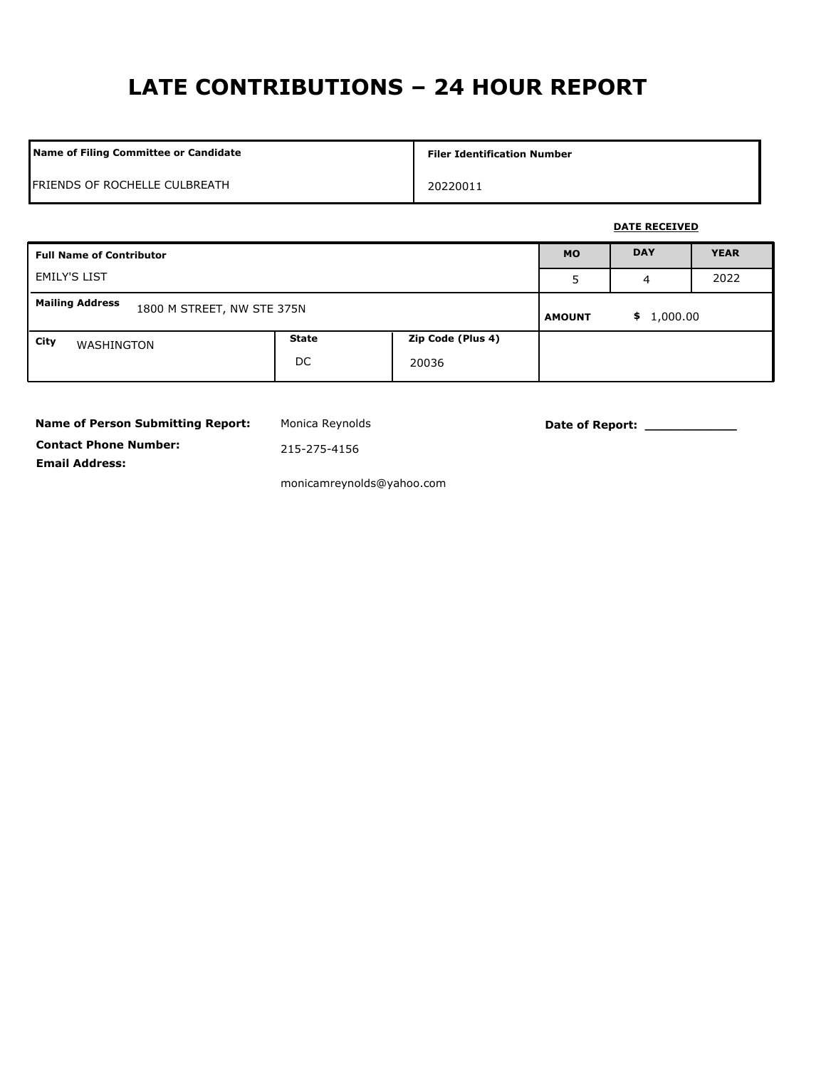# LATE CONTRIBUTIONS – 24 HOUR REPORT

| Name of Filing Committee or Candidate | Filer Identification Number |
|---|---|
| FRIENDS OF ROCHELLE CULBREATH | 20220011 |

**DATE RECEIVED**

| Full Name of Contributor | | | MO | DAY | YEAR |
|---|---|---|---|---|---|
| EMILY'S LIST | | | 5 | 4 | 2022 |
| **Mailing Address** 1800 M STREET, NW STE 375N | | | **AMOUNT** $ 1,000.00 | | |
| **City** WASHINGTON | **State** DC | **Zip Code (Plus 4)** 20036 | | | |

**Name of Person Submitting Report:** Monica Reynolds

**Date of Report:** ____________

**Contact Phone Number:** 215-275-4156

**Email Address:** monicamreynolds@yahoo.com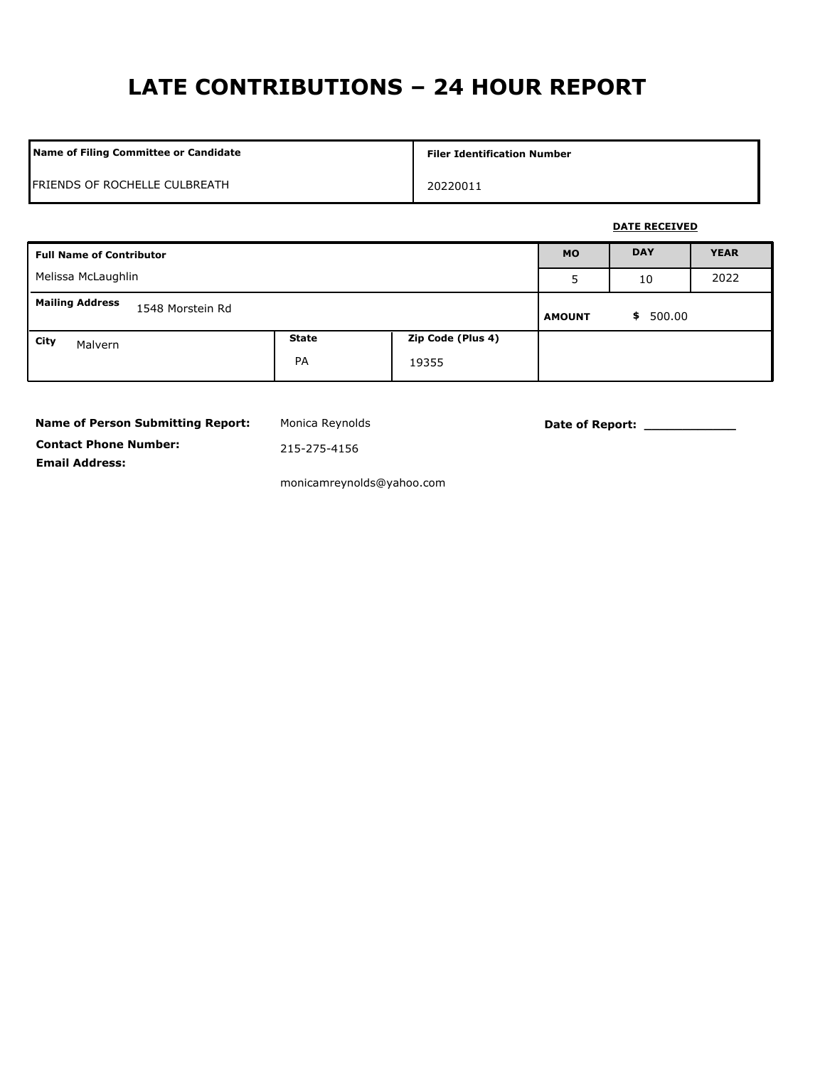# LATE CONTRIBUTIONS – 24 HOUR REPORT

| Name of Filing Committee or Candidate | Filer Identification Number |
|---|---|
| FRIENDS OF ROCHELLE CULBREATH | 20220011 |

**DATE RECEIVED**

| Full Name of Contributor | | | MO | DAY | YEAR |
|---|---|---|---|---|---|
| Melissa McLaughlin | | | 5 | 10 | 2022 |
| **Mailing Address** 1548 Morstein Rd | | | **AMOUNT** $ 500.00 | | |
| **City** Malvern | **State** PA | **Zip Code (Plus 4)** 19355 | | | |

**Name of Person Submitting Report:** Monica Reynolds

**Contact Phone Number:** 215-275-4156

**Email Address:** monicamreynolds@yahoo.com

**Date of Report:** ____________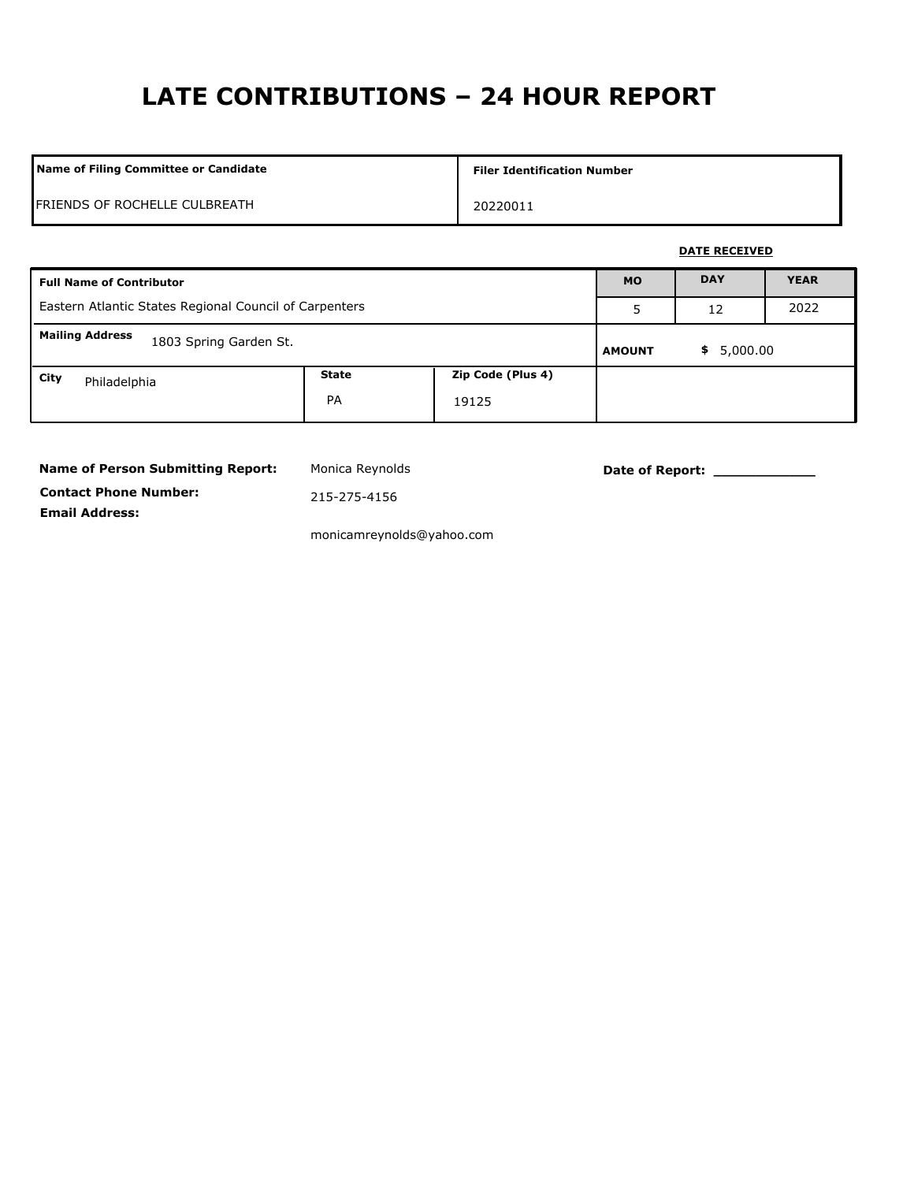# LATE CONTRIBUTIONS – 24 HOUR REPORT

| Name of Filing Committee or Candidate | Filer Identification Number |
|---|---|
| FRIENDS OF ROCHELLE CULBREATH | 20220011 |

**DATE RECEIVED**

| Full Name of Contributor | | | MO | DAY | YEAR |
|---|---|---|---|---|---|
| Eastern Atlantic States Regional Council of Carpenters | | | 5 | 12 | 2022 |
| **Mailing Address** 1803 Spring Garden St. | | | **AMOUNT** $ 5,000.00 | | |
| **City** Philadelphia | **State** PA | **Zip Code (Plus 4)** 19125 | | | |

**Name of Person Submitting Report:** Monica Reynolds

**Date of Report:** ____________

**Contact Phone Number:** 215-275-4156

**Email Address:** monicamreynolds@yahoo.com